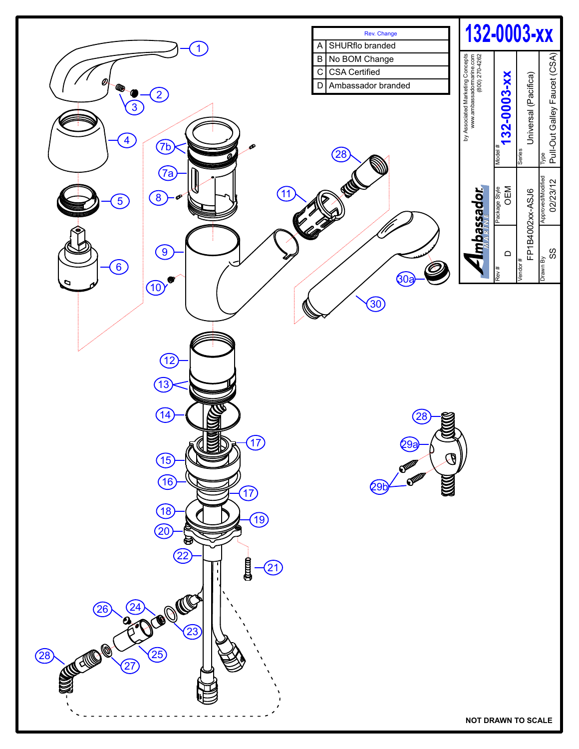# 132-0003-xx

| Rev. | Change |
| --- | --- |
| A | SHURflo branded |
| B | No BOM Change |
| C | CSA Certified |
| D | Ambassador branded |

Ambassador MARINE

by Associated Marketing Concepts
www.ambassadormarine.com
(800) 270-4262

| Model # | Series | Type |
| --- | --- | --- |
| 132-0003-xx | Universal (Pacifica) | Pull-Out Galley Faucet (CSA) |

| Rev # | Package Style | Vendor # | Drawn By | Approved/Modified |
| --- | --- | --- | --- | --- |
| D | OEM | FP1B4002xx-ASJ6 | SS | 02/23/12 |

1, 2, 3, 4, 5, 6, 7a, 7b, 8, 9, 10, 11, 12, 13, 14, 15, 16, 17, 18, 19, 20, 21, 22, 23, 24, 25, 26, 27, 28, 29a, 29b, 30, 30a

NOT DRAWN TO SCALE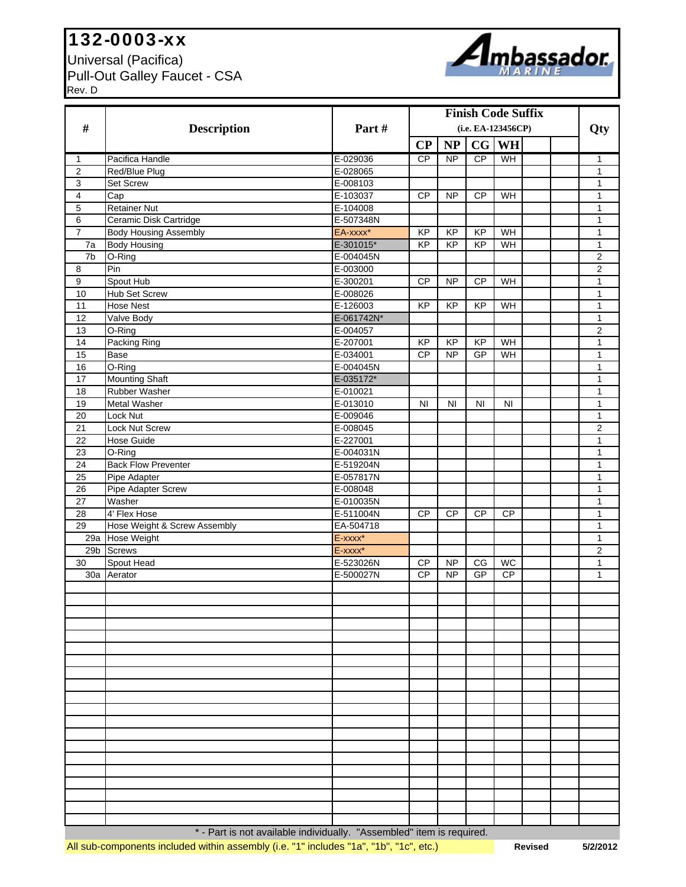# 132-0003-xx

Universal (Pacifica)
Pull-Out Galley Faucet - CSA
Rev. D

Ambassador MARINE

| # | Description | Part # | Finish Code Suffix (i.e. EA-123456CP) | | | | | | Qty |
|---|---|---|---|---|---|---|---|---|---|
| | | | CP | NP | CG | WH | | | |
| 1 | Pacifica Handle | E-029036 | CP | NP | CP | WH | | | 1 |
| 2 | Red/Blue Plug | E-028065 | | | | | | | 1 |
| 3 | Set Screw | E-008103 | | | | | | | 1 |
| 4 | Cap | E-103037 | CP | NP | CP | WH | | | 1 |
| 5 | Retainer Nut | E-104008 | | | | | | | 1 |
| 6 | Ceramic Disk Cartridge | E-507348N | | | | | | | 1 |
| 7 | Body Housing Assembly | EA-xxxx* | KP | KP | KP | WH | | | 1 |
| 7a | Body Housing | E-301015* | KP | KP | KP | WH | | | 1 |
| 7b | O-Ring | E-004045N | | | | | | | 2 |
| 8 | Pin | E-003000 | | | | | | | 2 |
| 9 | Spout Hub | E-300201 | CP | NP | CP | WH | | | 1 |
| 10 | Hub Set Screw | E-008026 | | | | | | | 1 |
| 11 | Hose Nest | E-126003 | KP | KP | KP | WH | | | 1 |
| 12 | Valve Body | E-061742N* | | | | | | | 1 |
| 13 | O-Ring | E-004057 | | | | | | | 2 |
| 14 | Packing Ring | E-207001 | KP | KP | KP | WH | | | 1 |
| 15 | Base | E-034001 | CP | NP | GP | WH | | | 1 |
| 16 | O-Ring | E-004045N | | | | | | | 1 |
| 17 | Mounting Shaft | E-035172* | | | | | | | 1 |
| 18 | Rubber Washer | E-010021 | | | | | | | 1 |
| 19 | Metal Washer | E-013010 | NI | NI | NI | NI | | | 1 |
| 20 | Lock Nut | E-009046 | | | | | | | 1 |
| 21 | Lock Nut Screw | E-008045 | | | | | | | 2 |
| 22 | Hose Guide | E-227001 | | | | | | | 1 |
| 23 | O-Ring | E-004031N | | | | | | | 1 |
| 24 | Back Flow Preventer | E-519204N | | | | | | | 1 |
| 25 | Pipe Adapter | E-057817N | | | | | | | 1 |
| 26 | Pipe Adapter Screw | E-008048 | | | | | | | 1 |
| 27 | Washer | E-010035N | | | | | | | 1 |
| 28 | 4' Flex Hose | E-511004N | CP | CP | CP | CP | | | 1 |
| 29 | Hose Weight & Screw Assembly | EA-504718 | | | | | | | 1 |
| 29a | Hose Weight | E-xxxx* | | | | | | | 1 |
| 29b | Screws | E-xxxx* | | | | | | | 2 |
| 30 | Spout Head | E-523026N | CP | NP | CG | WC | | | 1 |
| 30a | Aerator | E-500027N | CP | NP | GP | CP | | | 1 |

* - Part is not available individually. "Assembled" item is required.

All sub-components included within assembly (i.e. "1" includes "1a", "1b", "1c", etc.)

**Revised** **5/2/2012**